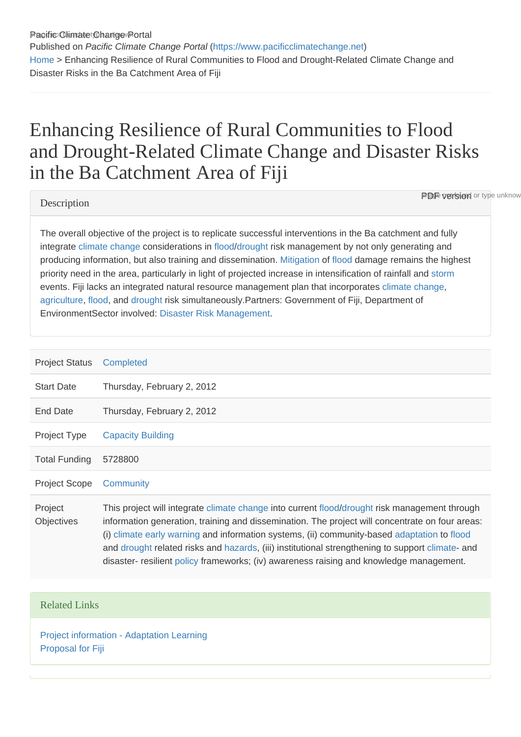Pacific Climate Change Portal

Published on *Pacific Climate Change Portal* (https://www.pacificclimatechange.net)

Home > Enhancing Resilience of Rural Communities to Flood and Drought-Related Climate Change and Disaster Risks in the Ba Catchment Area of Fiji

# Enhancing Resilience of Rural Communities to Flood and Drought-Related Climate Change and Disaster Risks in the Ba Catchment Area of Fiji

## Description

The overall objective of the project is to replicate successful interventions in the Ba catchment and fully integrate climate change considerations in flood/drought risk management by not only generating and producing information, but also training and dissemination. Mitigation of flood damage remains the highest priority need in the area, particularly in light of projected increase in intensification of rainfall and storm events. Fiji lacks an integrated natural resource management plan that incorporates climate change, agriculture, flood, and drought risk simultaneously.Partners: Government of Fiji, Department of EnvironmentSector involved: Disaster Risk Management.

| | |
|---|---|
| Project Status | Completed |
| Start Date | Thursday, February 2, 2012 |
| End Date | Thursday, February 2, 2012 |
| Project Type | Capacity Building |
| Total Funding | 5728800 |
| Project Scope | Community |
| Project Objectives | This project will integrate climate change into current flood/drought risk management through information generation, training and dissemination. The project will concentrate on four areas: (i) climate early warning and information systems, (ii) community-based adaptation to flood and drought related risks and hazards, (iii) institutional strengthening to support climate- and disaster- resilient policy frameworks; (iv) awareness raising and knowledge management. |

## Related Links

Project information - Adaptation Learning Proposal for Fiji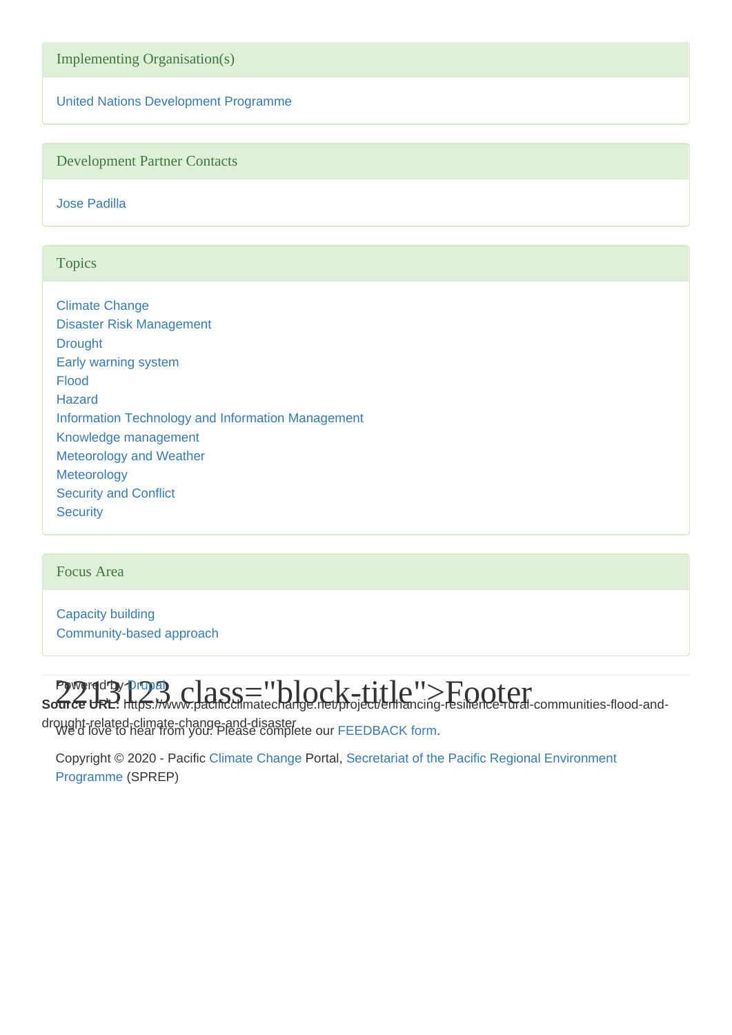## Implementing Organisation(s)

United Nations Development Programme

## Development Partner Contacts

Jose Padilla

## Topics

Climate Change
Disaster Risk Management
Drought
Early warning system
Flood
Hazard
Information Technology and Information Management
Knowledge management
Meteorology and Weather
Meteorology
Security and Conflict
Security

## Focus Area

Capacity building
Community-based approach

Powered by Drupal

2213123 class="block-title">Footer

**Source URL:** https://www.pacificclimatechange.net/project/enhancing-resilience-rural-communities-flood-and-drought-related-climate-change-and-disaster

We'd love to hear from you. Please complete our FEEDBACK form.

Copyright © 2020 - Pacific Climate Change Portal, Secretariat of the Pacific Regional Environment Programme (SPREP)